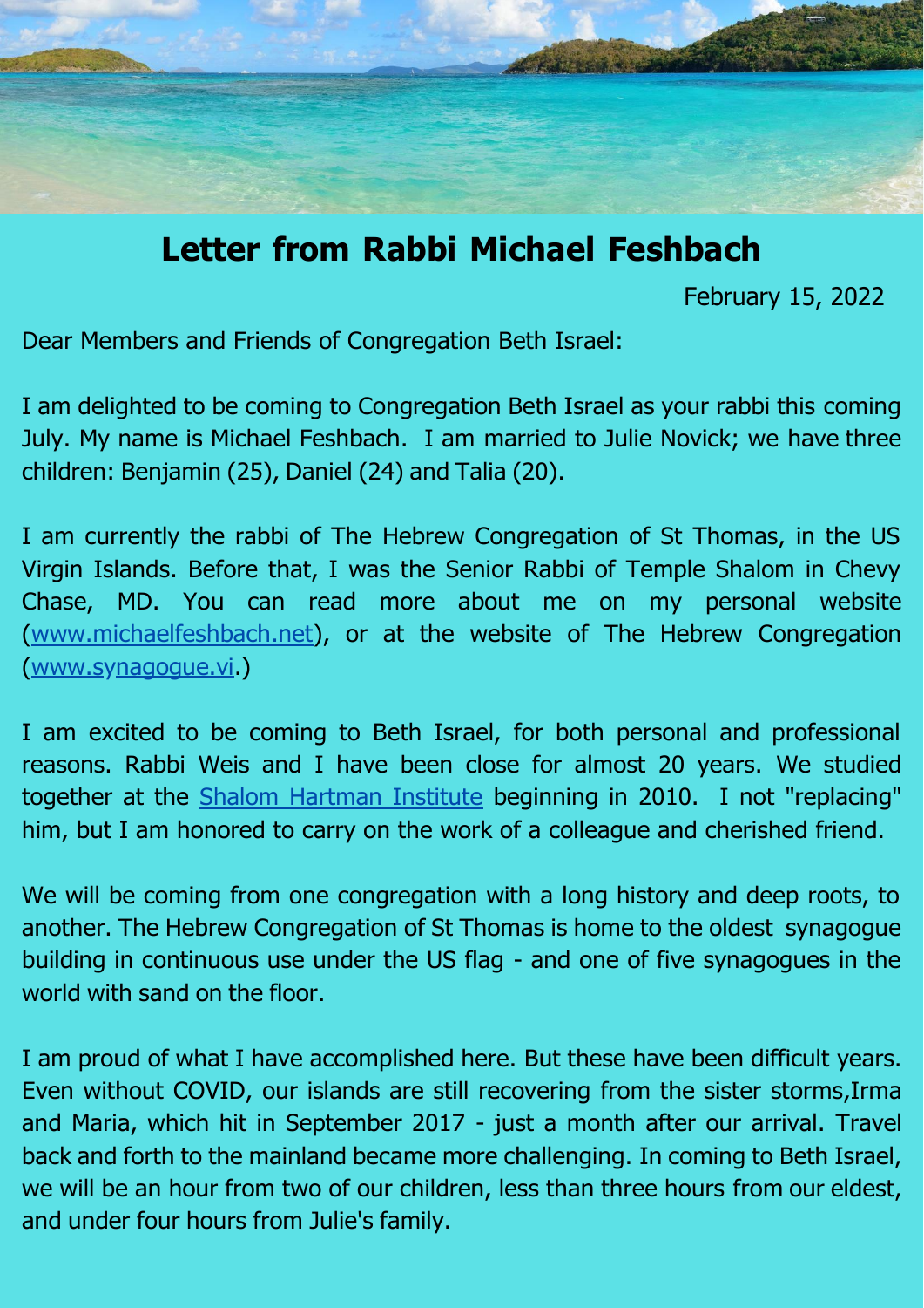# Letter from Rabbi Michael Feshbach

February 15, 2022

Dear Members and Friends of Congregation Beth Israel:

I am delighted to be coming to Congregation Beth Israel as your rabbi this coming July. My name is Michael Feshbach. I am married to Julie Novick; we have three children: Benjamin (25), Daniel (24) and Talia (20).

I am currently the rabbi of The Hebrew Congregation of St Thomas, in the US Virgin Islands. Before that, I was the Senior Rabbi of Temple Shalom in Chevy Chase, MD. You can read more about me on my personal website (www.michaelfeshbach.net), or at the website of The Hebrew Congregation (www.synagogue.vi.)

I am excited to be coming to Beth Israel, for both personal and professional reasons. Rabbi Weis and I have been close for almost 20 years. We studied together at the Shalom Hartman Institute beginning in 2010. I not "replacing" him, but I am honored to carry on the work of a colleague and cherished friend.

We will be coming from one congregation with a long history and deep roots, to another. The Hebrew Congregation of St Thomas is home to the oldest synagogue building in continuous use under the US flag - and one of five synagogues in the world with sand on the floor.

I am proud of what I have accomplished here. But these have been difficult years. Even without COVID, our islands are still recovering from the sister storms,Irma and Maria, which hit in September 2017 - just a month after our arrival. Travel back and forth to the mainland became more challenging. In coming to Beth Israel, we will be an hour from two of our children, less than three hours from our eldest, and under four hours from Julie's family.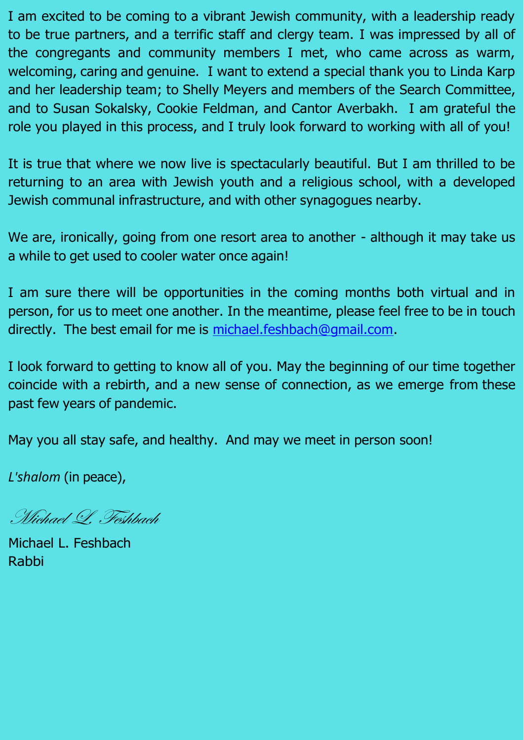I am excited to be coming to a vibrant Jewish community, with a leadership ready to be true partners, and a terrific staff and clergy team. I was impressed by all of the congregants and community members I met, who came across as warm, welcoming, caring and genuine. I want to extend a special thank you to Linda Karp and her leadership team; to Shelly Meyers and members of the Search Committee, and to Susan Sokalsky, Cookie Feldman, and Cantor Averbakh. I am grateful the role you played in this process, and I truly look forward to working with all of you!

It is true that where we now live is spectacularly beautiful. But I am thrilled to be returning to an area with Jewish youth and a religious school, with a developed Jewish communal infrastructure, and with other synagogues nearby.

We are, ironically, going from one resort area to another - although it may take us a while to get used to cooler water once again!

I am sure there will be opportunities in the coming months both virtual and in person, for us to meet one another. In the meantime, please feel free to be in touch directly. The best email for me is [michael.feshbach@gmail.com](mailto:michael.feshbach@gmail.com).

I look forward to getting to know all of you. May the beginning of our time together coincide with a rebirth, and a new sense of connection, as we emerge from these past few years of pandemic.

May you all stay safe, and healthy. And may we meet in person soon!

*L'shalom* (in peace),

*Michael L. Feshbach*

Michael L. Feshbach
Rabbi